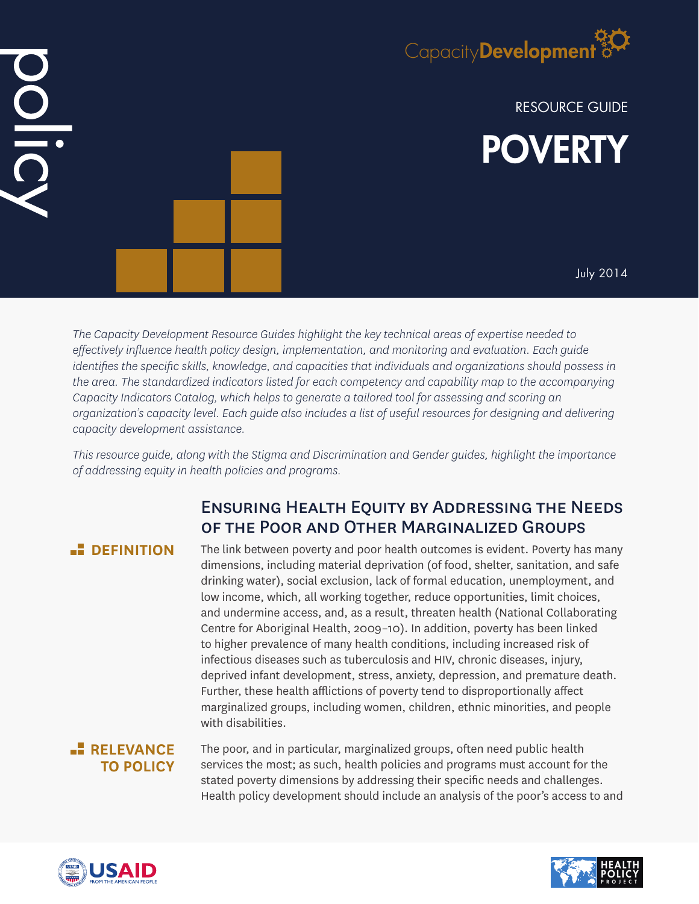policy

CapacityDevelopment

RESOURCE GUIDE

# POVERTY

July 2014

*The Capacity Development Resource Guides highlight the key technical areas of expertise needed to effectively influence health policy design, implementation, and monitoring and evaluation. Each guide identifies the specific skills, knowledge, and capacities that individuals and organizations should possess in the area. The standardized indicators listed for each competency and capability map to the accompanying Capacity Indicators Catalog, which helps to generate a tailored tool for assessing and scoring an organization's capacity level. Each guide also includes a list of useful resources for designing and delivering capacity development assistance.*

*This resource guide, along with the Stigma and Discrimination and Gender guides, highlight the importance of addressing equity in health policies and programs.*

## Ensuring Health Equity by Addressing the Needs of the Poor and Other Marginalized Groups

### DEFINITION

The link between poverty and poor health outcomes is evident. Poverty has many dimensions, including material deprivation (of food, shelter, sanitation, and safe drinking water), social exclusion, lack of formal education, unemployment, and low income, which, all working together, reduce opportunities, limit choices, and undermine access, and, as a result, threaten health (National Collaborating Centre for Aboriginal Health, 2009–10). In addition, poverty has been linked to higher prevalence of many health conditions, including increased risk of infectious diseases such as tuberculosis and HIV, chronic diseases, injury, deprived infant development, stress, anxiety, depression, and premature death. Further, these health afflictions of poverty tend to disproportionally affect marginalized groups, including women, children, ethnic minorities, and people with disabilities.

### RELEVANCE TO POLICY

The poor, and in particular, marginalized groups, often need public health services the most; as such, health policies and programs must account for the stated poverty dimensions by addressing their specific needs and challenges. Health policy development should include an analysis of the poor's access to and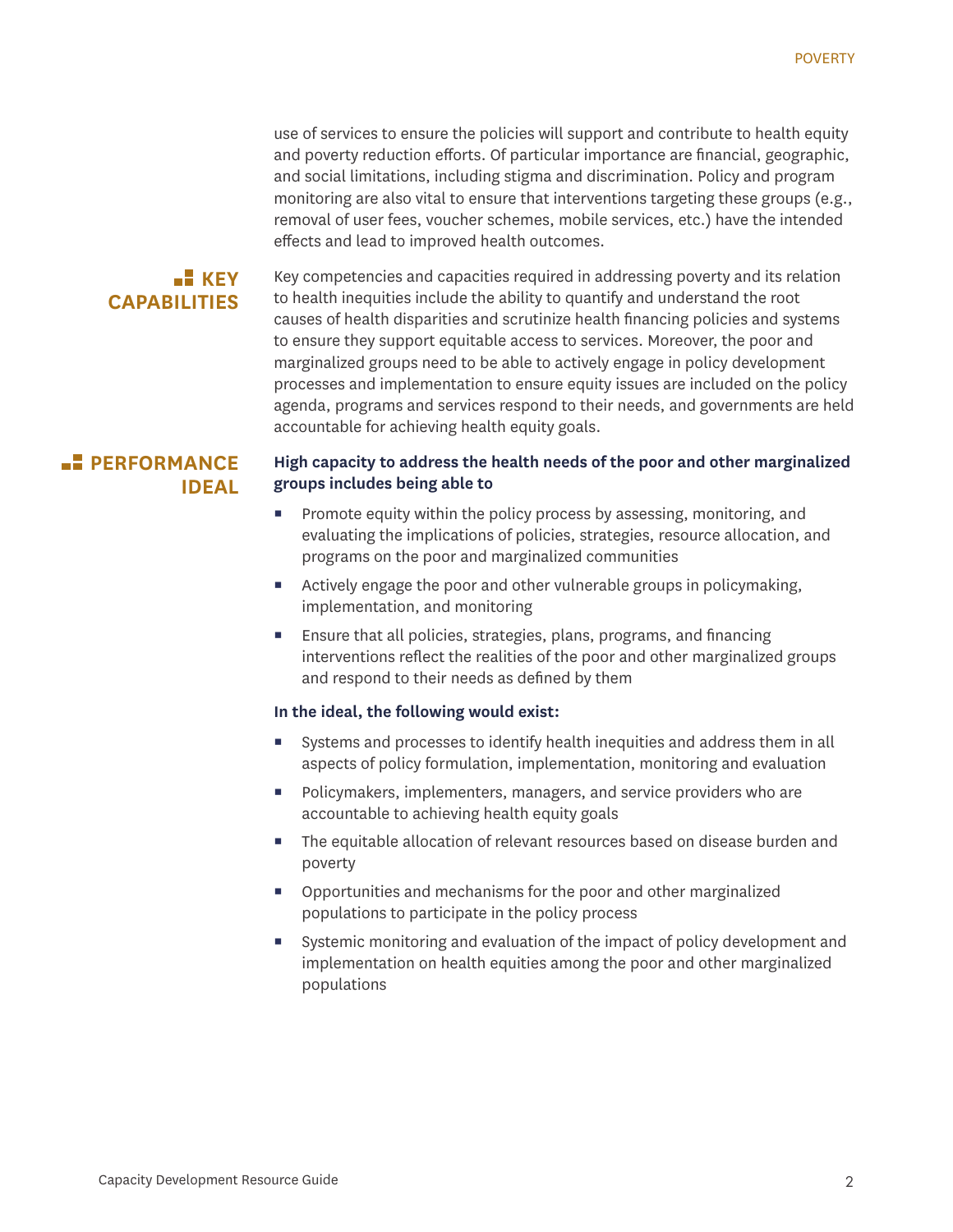use of services to ensure the policies will support and contribute to health equity and poverty reduction efforts. Of particular importance are financial, geographic, and social limitations, including stigma and discrimination. Policy and program monitoring are also vital to ensure that interventions targeting these groups (e.g., removal of user fees, voucher schemes, mobile services, etc.) have the intended effects and lead to improved health outcomes.

## KEY CAPABILITIES

Key competencies and capacities required in addressing poverty and its relation to health inequities include the ability to quantify and understand the root causes of health disparities and scrutinize health financing policies and systems to ensure they support equitable access to services. Moreover, the poor and marginalized groups need to be able to actively engage in policy development processes and implementation to ensure equity issues are included on the policy agenda, programs and services respond to their needs, and governments are held accountable for achieving health equity goals.

## PERFORMANCE IDEAL

**High capacity to address the health needs of the poor and other marginalized groups includes being able to**

- Promote equity within the policy process by assessing, monitoring, and evaluating the implications of policies, strategies, resource allocation, and programs on the poor and marginalized communities
- Actively engage the poor and other vulnerable groups in policymaking, implementation, and monitoring
- Ensure that all policies, strategies, plans, programs, and financing interventions reflect the realities of the poor and other marginalized groups and respond to their needs as defined by them

**In the ideal, the following would exist:**

- Systems and processes to identify health inequities and address them in all aspects of policy formulation, implementation, monitoring and evaluation
- Policymakers, implementers, managers, and service providers who are accountable to achieving health equity goals
- The equitable allocation of relevant resources based on disease burden and poverty
- Opportunities and mechanisms for the poor and other marginalized populations to participate in the policy process
- Systemic monitoring and evaluation of the impact of policy development and implementation on health equities among the poor and other marginalized populations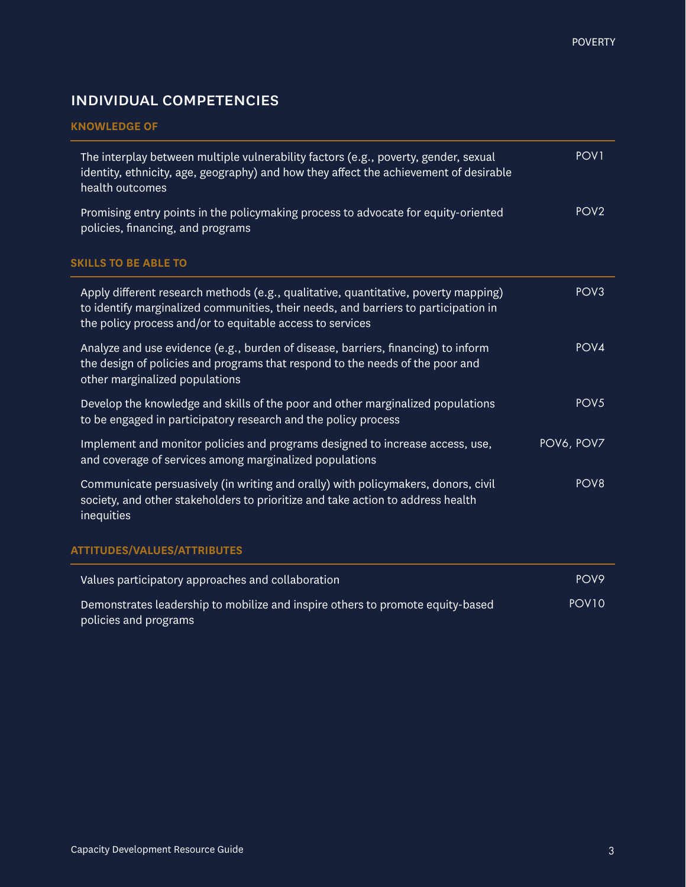## INDIVIDUAL COMPETENCIES

### KNOWLEDGE OF

| | |
|---|---|
| The interplay between multiple vulnerability factors (e.g., poverty, gender, sexual identity, ethnicity, age, geography) and how they affect the achievement of desirable health outcomes | POV1 |
| Promising entry points in the policymaking process to advocate for equity-oriented policies, financing, and programs | POV2 |

### SKILLS TO BE ABLE TO

| | |
|---|---|
| Apply different research methods (e.g., qualitative, quantitative, poverty mapping) to identify marginalized communities, their needs, and barriers to participation in the policy process and/or to equitable access to services | POV3 |
| Analyze and use evidence (e.g., burden of disease, barriers, financing) to inform the design of policies and programs that respond to the needs of the poor and other marginalized populations | POV4 |
| Develop the knowledge and skills of the poor and other marginalized populations to be engaged in participatory research and the policy process | POV5 |
| Implement and monitor policies and programs designed to increase access, use, and coverage of services among marginalized populations | POV6, POV7 |
| Communicate persuasively (in writing and orally) with policymakers, donors, civil society, and other stakeholders to prioritize and take action to address health inequities | POV8 |

### ATTITUDES/VALUES/ATTRIBUTES

| | |
|---|---|
| Values participatory approaches and collaboration | POV9 |
| Demonstrates leadership to mobilize and inspire others to promote equity-based policies and programs | POV10 |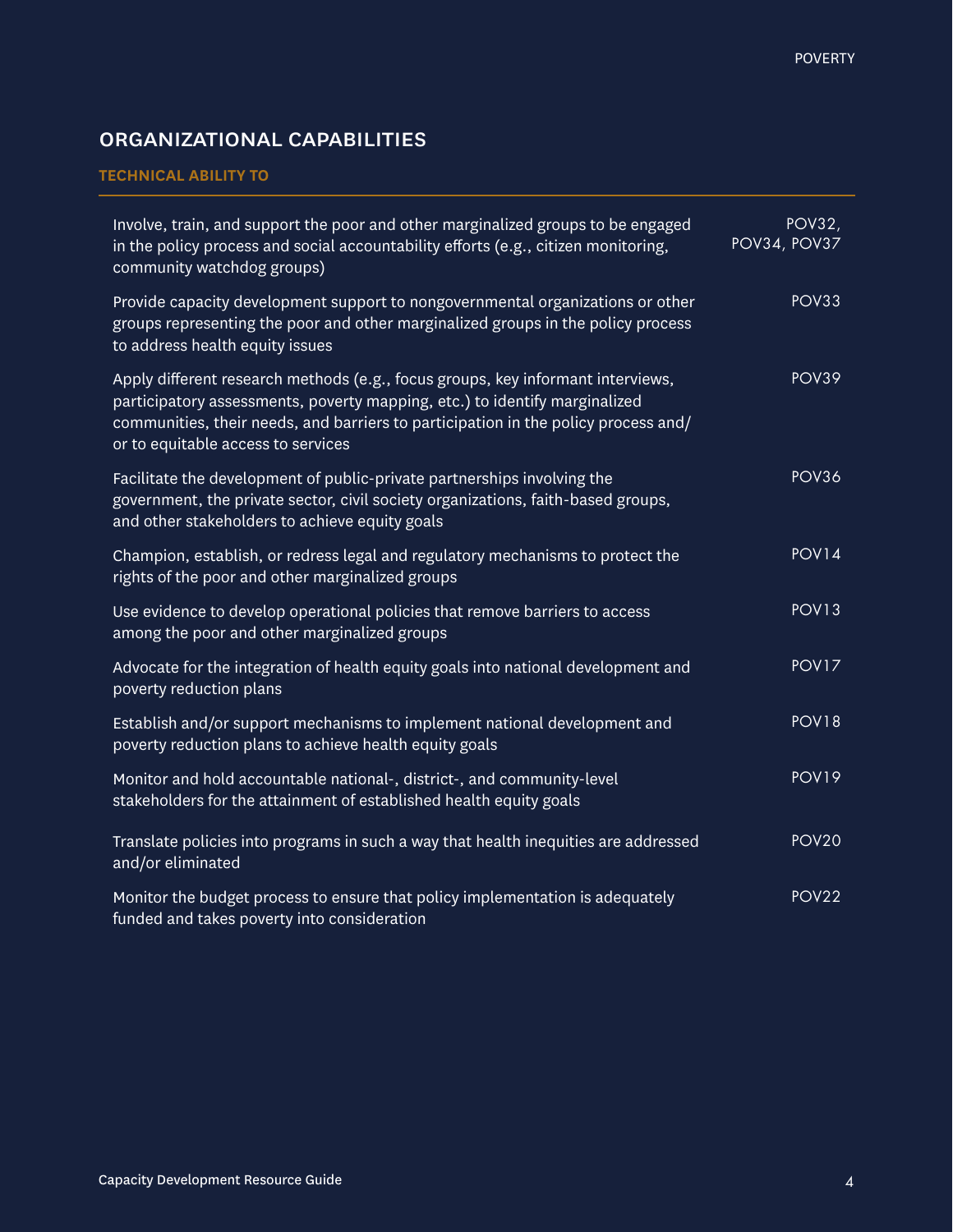## ORGANIZATIONAL CAPABILITIES

### TECHNICAL ABILITY TO

| | |
|---|---|
| Involve, train, and support the poor and other marginalized groups to be engaged in the policy process and social accountability efforts (e.g., citizen monitoring, community watchdog groups) | POV32, POV34, POV37 |
| Provide capacity development support to nongovernmental organizations or other groups representing the poor and other marginalized groups in the policy process to address health equity issues | POV33 |
| Apply different research methods (e.g., focus groups, key informant interviews, participatory assessments, poverty mapping, etc.) to identify marginalized communities, their needs, and barriers to participation in the policy process and/or to equitable access to services | POV39 |
| Facilitate the development of public-private partnerships involving the government, the private sector, civil society organizations, faith-based groups, and other stakeholders to achieve equity goals | POV36 |
| Champion, establish, or redress legal and regulatory mechanisms to protect the rights of the poor and other marginalized groups | POV14 |
| Use evidence to develop operational policies that remove barriers to access among the poor and other marginalized groups | POV13 |
| Advocate for the integration of health equity goals into national development and poverty reduction plans | POV17 |
| Establish and/or support mechanisms to implement national development and poverty reduction plans to achieve health equity goals | POV18 |
| Monitor and hold accountable national-, district-, and community-level stakeholders for the attainment of established health equity goals | POV19 |
| Translate policies into programs in such a way that health inequities are addressed and/or eliminated | POV20 |
| Monitor the budget process to ensure that policy implementation is adequately funded and takes poverty into consideration | POV22 |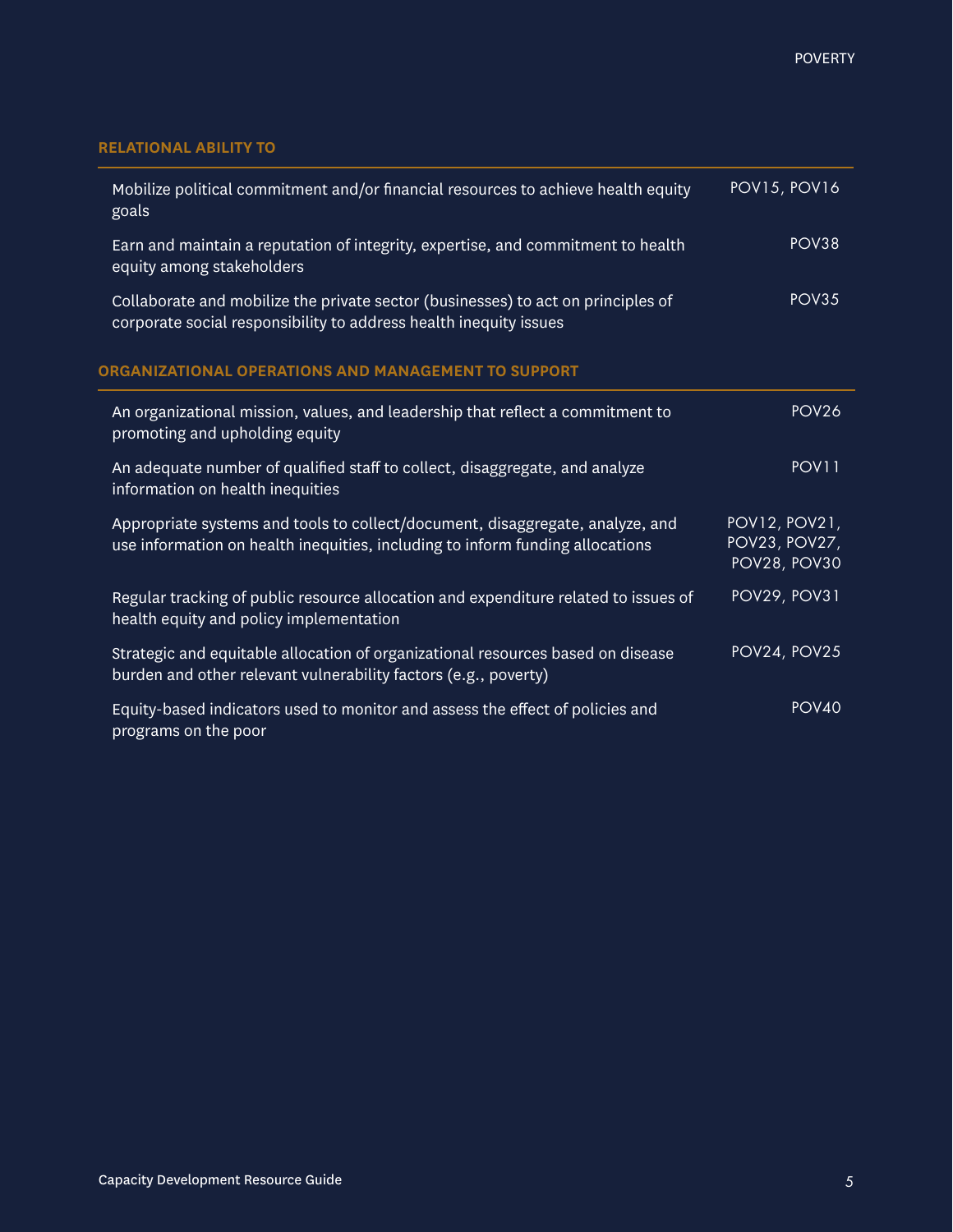### RELATIONAL ABILITY TO

| | |
|---|---|
| Mobilize political commitment and/or financial resources to achieve health equity goals | POV15, POV16 |
| Earn and maintain a reputation of integrity, expertise, and commitment to health equity among stakeholders | POV38 |
| Collaborate and mobilize the private sector (businesses) to act on principles of corporate social responsibility to address health inequity issues | POV35 |

### ORGANIZATIONAL OPERATIONS AND MANAGEMENT TO SUPPORT

| | |
|---|---|
| An organizational mission, values, and leadership that reflect a commitment to promoting and upholding equity | POV26 |
| An adequate number of qualified staff to collect, disaggregate, and analyze information on health inequities | POV11 |
| Appropriate systems and tools to collect/document, disaggregate, analyze, and use information on health inequities, including to inform funding allocations | POV12, POV21, POV23, POV27, POV28, POV30 |
| Regular tracking of public resource allocation and expenditure related to issues of health equity and policy implementation | POV29, POV31 |
| Strategic and equitable allocation of organizational resources based on disease burden and other relevant vulnerability factors (e.g., poverty) | POV24, POV25 |
| Equity-based indicators used to monitor and assess the effect of policies and programs on the poor | POV40 |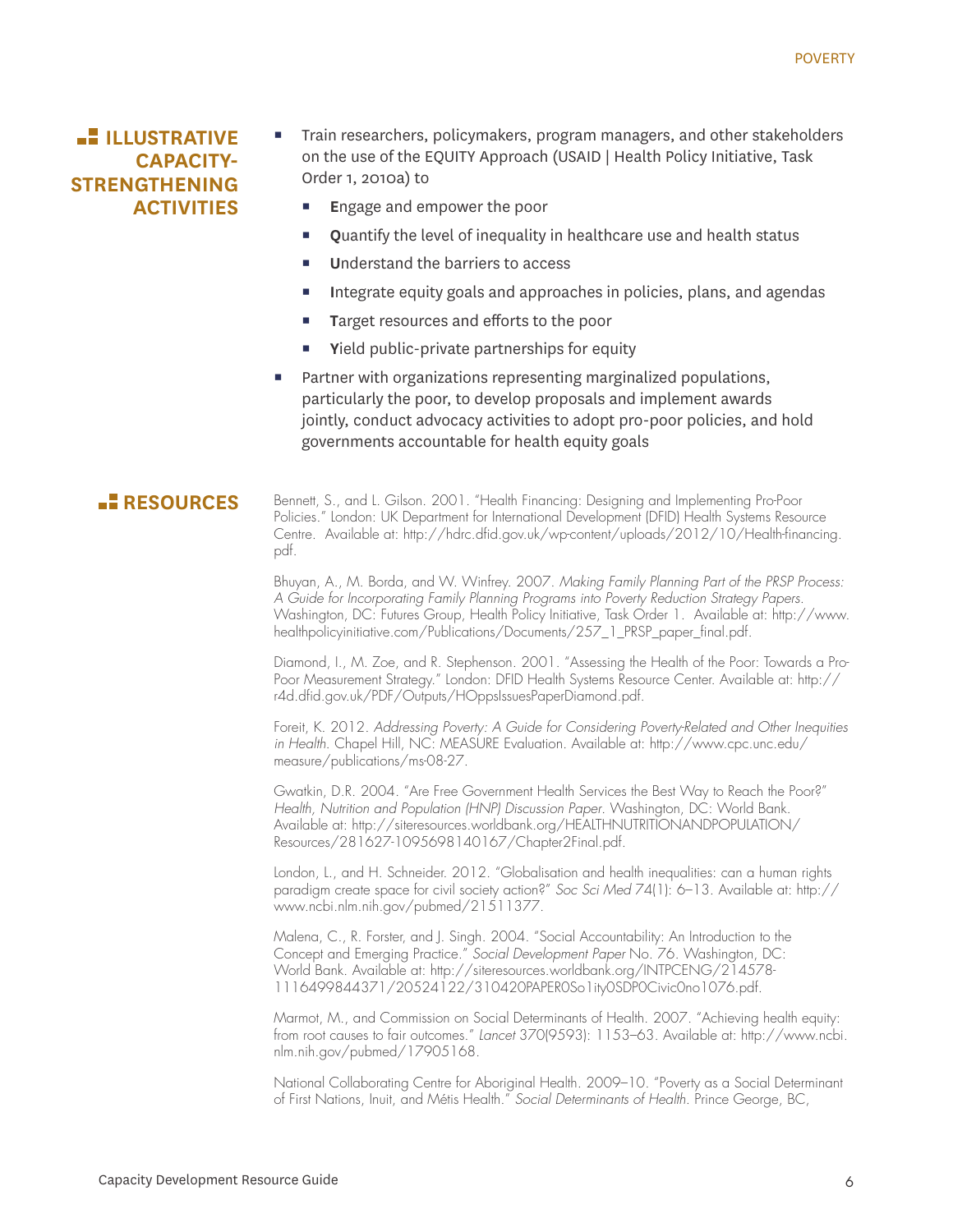## ILLUSTRATIVE CAPACITY-STRENGTHENING ACTIVITIES

- Train researchers, policymakers, program managers, and other stakeholders on the use of the EQUITY Approach (USAID | Health Policy Initiative, Task Order 1, 2010a) to
  - **E**ngage and empower the poor
  - **Q**uantify the level of inequality in healthcare use and health status
  - **U**nderstand the barriers to access
  - **I**ntegrate equity goals and approaches in policies, plans, and agendas
  - **T**arget resources and efforts to the poor
  - **Y**ield public-private partnerships for equity
- Partner with organizations representing marginalized populations, particularly the poor, to develop proposals and implement awards jointly, conduct advocacy activities to adopt pro-poor policies, and hold governments accountable for health equity goals

## RESOURCES

Bennett, S., and L. Gilson. 2001. "Health Financing: Designing and Implementing Pro-Poor Policies." London: UK Department for International Development (DFID) Health Systems Resource Centre. Available at: http://hdrc.dfid.gov.uk/wp-content/uploads/2012/10/Health-financing.pdf.

Bhuyan, A., M. Borda, and W. Winfrey. 2007. *Making Family Planning Part of the PRSP Process: A Guide for Incorporating Family Planning Programs into Poverty Reduction Strategy Papers.* Washington, DC: Futures Group, Health Policy Initiative, Task Order 1. Available at: http://www.healthpolicyinitiative.com/Publications/Documents/257_1_PRSP_paper_final.pdf.

Diamond, I., M. Zoe, and R. Stephenson. 2001. "Assessing the Health of the Poor: Towards a Pro-Poor Measurement Strategy." London: DFID Health Systems Resource Center. Available at: http://r4d.dfid.gov.uk/PDF/Outputs/HOppsIssuesPaperDiamond.pdf.

Foreit, K. 2012. *Addressing Poverty: A Guide for Considering Poverty-Related and Other Inequities in Health.* Chapel Hill, NC: MEASURE Evaluation. Available at: http://www.cpc.unc.edu/measure/publications/ms-08-27.

Gwatkin, D.R. 2004. "Are Free Government Health Services the Best Way to Reach the Poor?" *Health, Nutrition and Population (HNP) Discussion Paper.* Washington, DC: World Bank. Available at: http://siteresources.worldbank.org/HEALTHNUTRITIONANDPOPULATION/Resources/281627-1095698140167/Chapter2Final.pdf.

London, L., and H. Schneider. 2012. "Globalisation and health inequalities: can a human rights paradigm create space for civil society action?" *Soc Sci Med* 74(1): 6–13. Available at: http://www.ncbi.nlm.nih.gov/pubmed/21511377.

Malena, C., R. Forster, and J. Singh. 2004. "Social Accountability: An Introduction to the Concept and Emerging Practice." *Social Development Paper* No. 76. Washington, DC: World Bank. Available at: http://siteresources.worldbank.org/INTPCENG/214578-1116499844371/20524122/310420PAPER0So1ity0SDP0Civic0no1076.pdf.

Marmot, M., and Commission on Social Determinants of Health. 2007. "Achieving health equity: from root causes to fair outcomes." *Lancet* 370(9593): 1153–63. Available at: http://www.ncbi.nlm.nih.gov/pubmed/17905168.

National Collaborating Centre for Aboriginal Health. 2009–10. "Poverty as a Social Determinant of First Nations, Inuit, and Métis Health." *Social Determinants of Health.* Prince George, BC,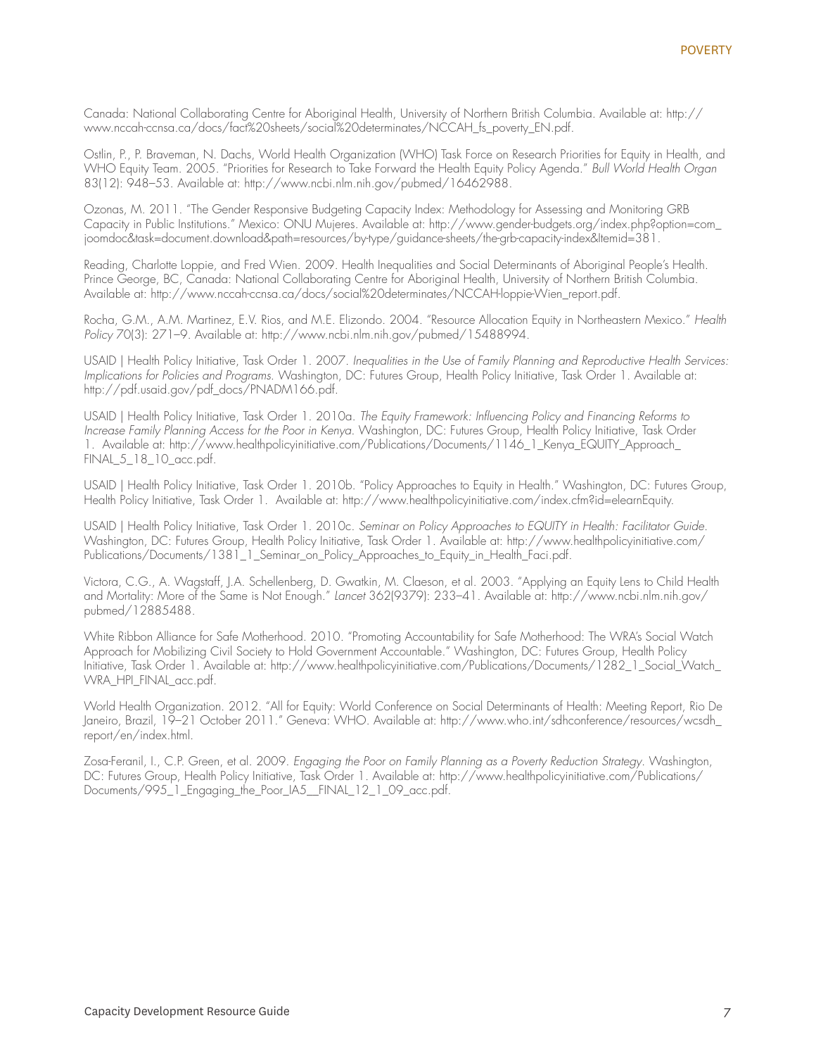Canada: National Collaborating Centre for Aboriginal Health, University of Northern British Columbia. Available at: http://www.nccah-ccnsa.ca/docs/fact%20sheets/social%20determinates/NCCAH_fs_poverty_EN.pdf.

Ostlin, P., P. Braveman, N. Dachs, World Health Organization (WHO) Task Force on Research Priorities for Equity in Health, and WHO Equity Team. 2005. "Priorities for Research to Take Forward the Health Equity Policy Agenda." *Bull World Health Organ* 83(12): 948–53. Available at: http://www.ncbi.nlm.nih.gov/pubmed/16462988.

Ozonas, M. 2011. "The Gender Responsive Budgeting Capacity Index: Methodology for Assessing and Monitoring GRB Capacity in Public Institutions." Mexico: ONU Mujeres. Available at: http://www.gender-budgets.org/index.php?option=com_joomdoc&task=document.download&path=resources/by-type/guidance-sheets/the-grb-capacity-index&Itemid=381.

Reading, Charlotte Loppie, and Fred Wien. 2009. Health Inequalities and Social Determinants of Aboriginal People's Health. Prince George, BC, Canada: National Collaborating Centre for Aboriginal Health, University of Northern British Columbia. Available at: http://www.nccah-ccnsa.ca/docs/social%20determinates/NCCAH-loppie-Wien_report.pdf.

Rocha, G.M., A.M. Martinez, E.V. Rios, and M.E. Elizondo. 2004. "Resource Allocation Equity in Northeastern Mexico." *Health Policy* 70(3): 271–9. Available at: http://www.ncbi.nlm.nih.gov/pubmed/15488994.

USAID | Health Policy Initiative, Task Order 1. 2007. *Inequalities in the Use of Family Planning and Reproductive Health Services: Implications for Policies and Programs*. Washington, DC: Futures Group, Health Policy Initiative, Task Order 1. Available at: http://pdf.usaid.gov/pdf_docs/PNADM166.pdf.

USAID | Health Policy Initiative, Task Order 1. 2010a. *The Equity Framework: Influencing Policy and Financing Reforms to Increase Family Planning Access for the Poor in Kenya*. Washington, DC: Futures Group, Health Policy Initiative, Task Order 1. Available at: http://www.healthpolicyinitiative.com/Publications/Documents/1146_1_Kenya_EQUITY_Approach_FINAL_5_18_10_acc.pdf.

USAID | Health Policy Initiative, Task Order 1. 2010b. "Policy Approaches to Equity in Health." Washington, DC: Futures Group, Health Policy Initiative, Task Order 1. Available at: http://www.healthpolicyinitiative.com/index.cfm?id=elearnEquity.

USAID | Health Policy Initiative, Task Order 1. 2010c. *Seminar on Policy Approaches to EQUITY in Health: Facilitator Guide*. Washington, DC: Futures Group, Health Policy Initiative, Task Order 1. Available at: http://www.healthpolicyinitiative.com/Publications/Documents/1381_1_Seminar_on_Policy_Approaches_to_Equity_in_Health_Faci.pdf.

Victora, C.G., A. Wagstaff, J.A. Schellenberg, D. Gwatkin, M. Claeson, et al. 2003. "Applying an Equity Lens to Child Health and Mortality: More of the Same is Not Enough." *Lancet* 362(9379): 233–41. Available at: http://www.ncbi.nlm.nih.gov/pubmed/12885488.

White Ribbon Alliance for Safe Motherhood. 2010. "Promoting Accountability for Safe Motherhood: The WRA's Social Watch Approach for Mobilizing Civil Society to Hold Government Accountable." Washington, DC: Futures Group, Health Policy Initiative, Task Order 1. Available at: http://www.healthpolicyinitiative.com/Publications/Documents/1282_1_Social_Watch_WRA_HPI_FINAL_acc.pdf.

World Health Organization. 2012. "All for Equity: World Conference on Social Determinants of Health: Meeting Report, Rio De Janeiro, Brazil, 19–21 October 2011." Geneva: WHO. Available at: http://www.who.int/sdhconference/resources/wcsdh_report/en/index.html.

Zosa-Feranil, I., C.P. Green, et al. 2009. *Engaging the Poor on Family Planning as a Poverty Reduction Strategy*. Washington, DC: Futures Group, Health Policy Initiative, Task Order 1. Available at: http://www.healthpolicyinitiative.com/Publications/Documents/995_1_Engaging_the_Poor_IA5__FINAL_12_1_09_acc.pdf.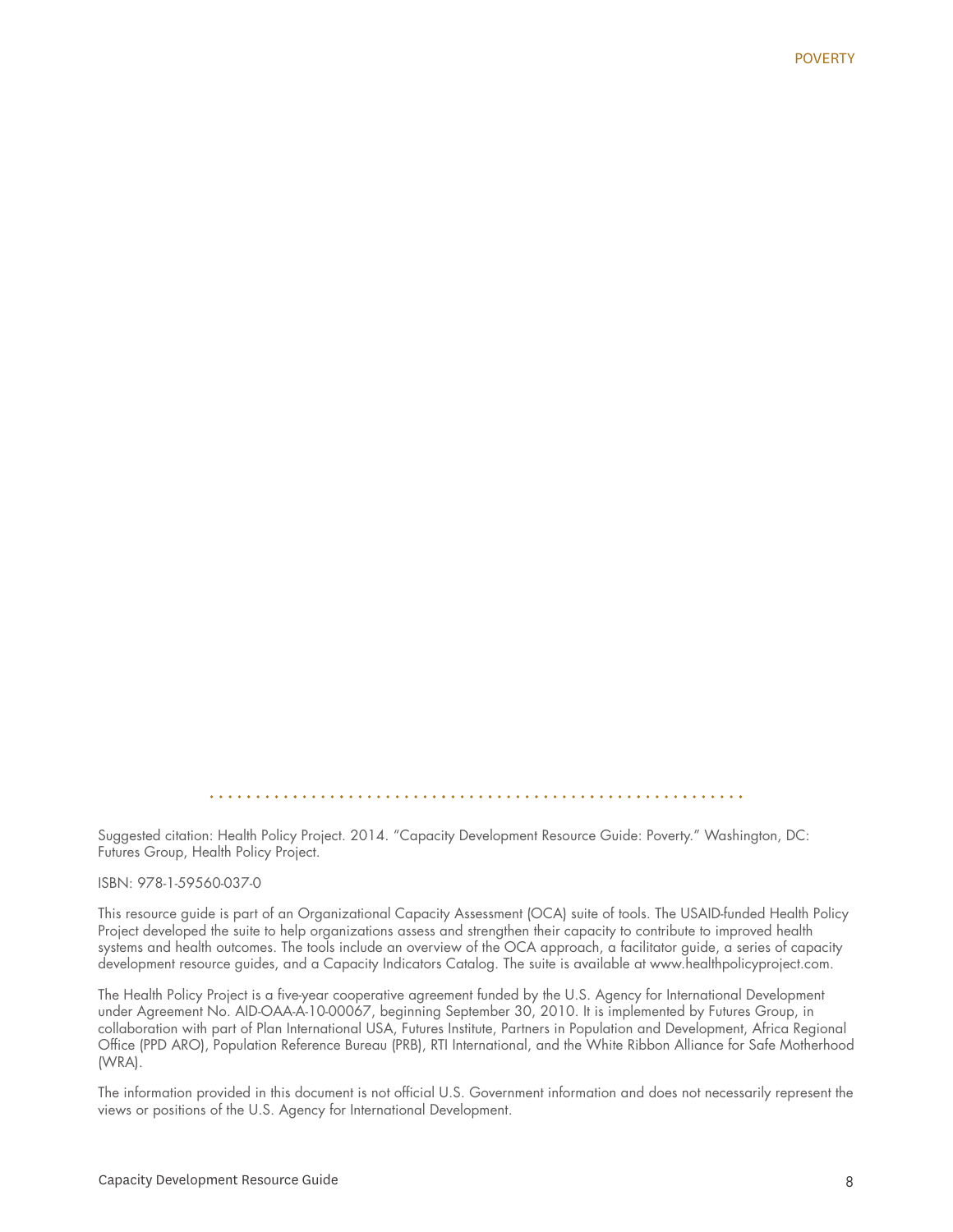Suggested citation: Health Policy Project. 2014. "Capacity Development Resource Guide: Poverty." Washington, DC: Futures Group, Health Policy Project.

ISBN: 978-1-59560-037-0

This resource guide is part of an Organizational Capacity Assessment (OCA) suite of tools. The USAID-funded Health Policy Project developed the suite to help organizations assess and strengthen their capacity to contribute to improved health systems and health outcomes. The tools include an overview of the OCA approach, a facilitator guide, a series of capacity development resource guides, and a Capacity Indicators Catalog. The suite is available at www.healthpolicyproject.com.

The Health Policy Project is a five-year cooperative agreement funded by the U.S. Agency for International Development under Agreement No. AID-OAA-A-10-00067, beginning September 30, 2010. It is implemented by Futures Group, in collaboration with part of Plan International USA, Futures Institute, Partners in Population and Development, Africa Regional Office (PPD ARO), Population Reference Bureau (PRB), RTI International, and the White Ribbon Alliance for Safe Motherhood (WRA).

The information provided in this document is not official U.S. Government information and does not necessarily represent the views or positions of the U.S. Agency for International Development.